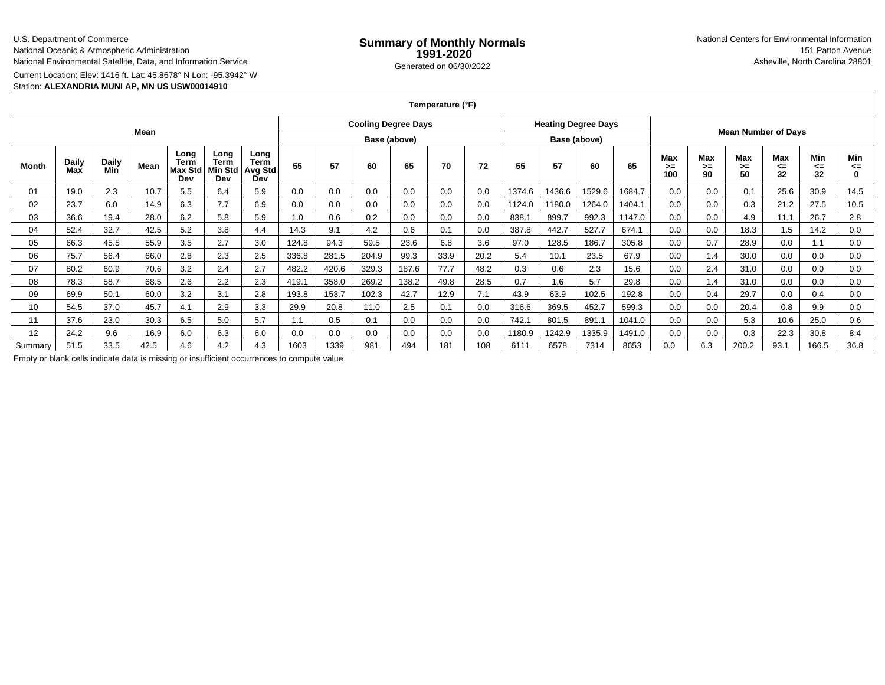U.S. Department of Commerce
National Oceanic & Atmospheric Administration
National Environmental Satellite, Data, and Information Service

# Summary of Monthly Normals 1991-2020

Generated on 06/30/2022

National Centers for Environmental Information
151 Patton Avenue
Asheville, North Carolina 28801

Current Location: Elev: 1416 ft. Lat: 45.8678° N Lon: -95.3942° W
Station: **ALEXANDRIA MUNI AP, MN US USW00014910**

| Temperature (°F) | | | | | | | | | | | | | | | | | | | | | | | |
|---|---|---|---|---|---|---|---|---|---|---|---|---|---|---|---|---|---|---|---|---|---|---|---|
| Mean | | | | | | | Cooling Degree Days Base (above) | | | | | | Heating Degree Days Base (above) | | | | Mean Number of Days | | | | | | |
| Month | Daily Max | Daily Min | Mean | Long Term Max Std Dev | Long Term Min Std Dev | Long Term Avg Std Dev | 55 | 57 | 60 | 65 | 70 | 72 | 55 | 57 | 60 | 65 | Max >= 100 | Max >= 90 | Max >= 50 | Max <= 32 | Min <= 32 | Min <= 0 |
| 01 | 19.0 | 2.3 | 10.7 | 5.5 | 6.4 | 5.9 | 0.0 | 0.0 | 0.0 | 0.0 | 0.0 | 0.0 | 1374.6 | 1436.6 | 1529.6 | 1684.7 | 0.0 | 0.0 | 0.1 | 25.6 | 30.9 | 14.5 |
| 02 | 23.7 | 6.0 | 14.9 | 6.3 | 7.7 | 6.9 | 0.0 | 0.0 | 0.0 | 0.0 | 0.0 | 0.0 | 1124.0 | 1180.0 | 1264.0 | 1404.1 | 0.0 | 0.0 | 0.3 | 21.2 | 27.5 | 10.5 |
| 03 | 36.6 | 19.4 | 28.0 | 6.2 | 5.8 | 5.9 | 1.0 | 0.6 | 0.2 | 0.0 | 0.0 | 0.0 | 838.1 | 899.7 | 992.3 | 1147.0 | 0.0 | 0.0 | 4.9 | 11.1 | 26.7 | 2.8 |
| 04 | 52.4 | 32.7 | 42.5 | 5.2 | 3.8 | 4.4 | 14.3 | 9.1 | 4.2 | 0.6 | 0.1 | 0.0 | 387.8 | 442.7 | 527.7 | 674.1 | 0.0 | 0.0 | 18.3 | 1.5 | 14.2 | 0.0 |
| 05 | 66.3 | 45.5 | 55.9 | 3.5 | 2.7 | 3.0 | 124.8 | 94.3 | 59.5 | 23.6 | 6.8 | 3.6 | 97.0 | 128.5 | 186.7 | 305.8 | 0.0 | 0.7 | 28.9 | 0.0 | 1.1 | 0.0 |
| 06 | 75.7 | 56.4 | 66.0 | 2.8 | 2.3 | 2.5 | 336.8 | 281.5 | 204.9 | 99.3 | 33.9 | 20.2 | 5.4 | 10.1 | 23.5 | 67.9 | 0.0 | 1.4 | 30.0 | 0.0 | 0.0 | 0.0 |
| 07 | 80.2 | 60.9 | 70.6 | 3.2 | 2.4 | 2.7 | 482.2 | 420.6 | 329.3 | 187.6 | 77.7 | 48.2 | 0.3 | 0.6 | 2.3 | 15.6 | 0.0 | 2.4 | 31.0 | 0.0 | 0.0 | 0.0 |
| 08 | 78.3 | 58.7 | 68.5 | 2.6 | 2.2 | 2.3 | 419.1 | 358.0 | 269.2 | 138.2 | 49.8 | 28.5 | 0.7 | 1.6 | 5.7 | 29.8 | 0.0 | 1.4 | 31.0 | 0.0 | 0.0 | 0.0 |
| 09 | 69.9 | 50.1 | 60.0 | 3.2 | 3.1 | 2.8 | 193.8 | 153.7 | 102.3 | 42.7 | 12.9 | 7.1 | 43.9 | 63.9 | 102.5 | 192.8 | 0.0 | 0.4 | 29.7 | 0.0 | 0.4 | 0.0 |
| 10 | 54.5 | 37.0 | 45.7 | 4.1 | 2.9 | 3.3 | 29.9 | 20.8 | 11.0 | 2.5 | 0.1 | 0.0 | 316.6 | 369.5 | 452.7 | 599.3 | 0.0 | 0.0 | 20.4 | 0.8 | 9.9 | 0.0 |
| 11 | 37.6 | 23.0 | 30.3 | 6.5 | 5.0 | 5.7 | 1.1 | 0.5 | 0.1 | 0.0 | 0.0 | 0.0 | 742.1 | 801.5 | 891.1 | 1041.0 | 0.0 | 0.0 | 5.3 | 10.6 | 25.0 | 0.6 |
| 12 | 24.2 | 9.6 | 16.9 | 6.0 | 6.3 | 6.0 | 0.0 | 0.0 | 0.0 | 0.0 | 0.0 | 0.0 | 1180.9 | 1242.9 | 1335.9 | 1491.0 | 0.0 | 0.0 | 0.3 | 22.3 | 30.8 | 8.4 |
| Summary | 51.5 | 33.5 | 42.5 | 4.6 | 4.2 | 4.3 | 1603 | 1339 | 981 | 494 | 181 | 108 | 6111 | 6578 | 7314 | 8653 | 0.0 | 6.3 | 200.2 | 93.1 | 166.5 | 36.8 |

Empty or blank cells indicate data is missing or insufficient occurrences to compute value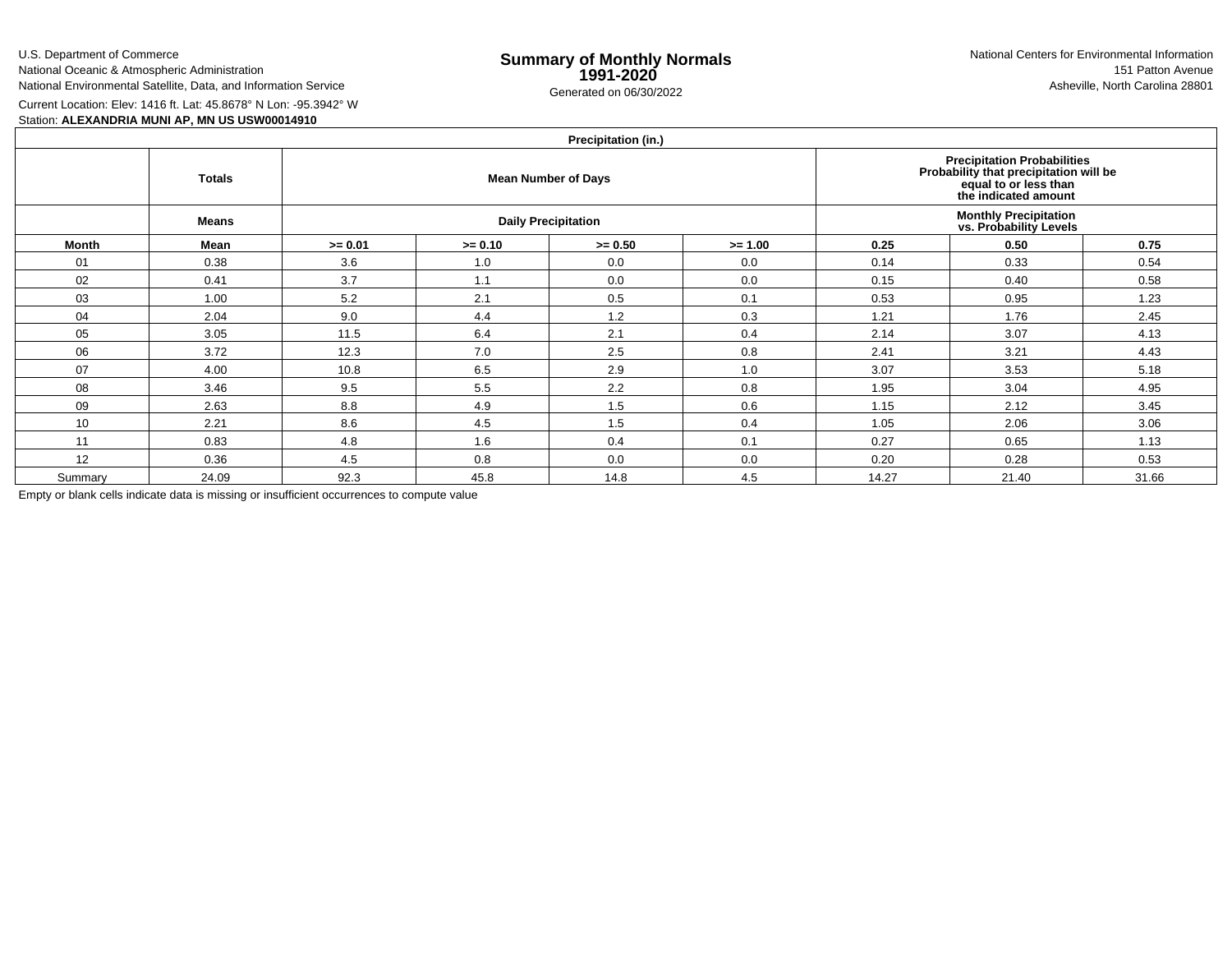U.S. Department of Commerce
National Oceanic & Atmospheric Administration
National Environmental Satellite, Data, and Information Service

# Summary of Monthly Normals 1991-2020

Generated on 06/30/2022

National Centers for Environmental Information
151 Patton Avenue
Asheville, North Carolina 28801

Current Location: Elev: 1416 ft. Lat: 45.8678° N Lon: -95.3942° W

Station: **ALEXANDRIA MUNI AP, MN US USW00014910**

| Precipitation (in.) | | | | | | | | |
|---|---|---|---|---|---|---|---|---|
| | **Totals** | **Mean Number of Days** | | | | **Precipitation Probabilities Probability that precipitation will be equal to or less than the indicated amount** | | |
| | **Means** | **Daily Precipitation** | | | | **Monthly Precipitation vs. Probability Levels** | | |
| **Month** | **Mean** | **>= 0.01** | **>= 0.10** | **>= 0.50** | **>= 1.00** | **0.25** | **0.50** | **0.75** |
| 01 | 0.38 | 3.6 | 1.0 | 0.0 | 0.0 | 0.14 | 0.33 | 0.54 |
| 02 | 0.41 | 3.7 | 1.1 | 0.0 | 0.0 | 0.15 | 0.40 | 0.58 |
| 03 | 1.00 | 5.2 | 2.1 | 0.5 | 0.1 | 0.53 | 0.95 | 1.23 |
| 04 | 2.04 | 9.0 | 4.4 | 1.2 | 0.3 | 1.21 | 1.76 | 2.45 |
| 05 | 3.05 | 11.5 | 6.4 | 2.1 | 0.4 | 2.14 | 3.07 | 4.13 |
| 06 | 3.72 | 12.3 | 7.0 | 2.5 | 0.8 | 2.41 | 3.21 | 4.43 |
| 07 | 4.00 | 10.8 | 6.5 | 2.9 | 1.0 | 3.07 | 3.53 | 5.18 |
| 08 | 3.46 | 9.5 | 5.5 | 2.2 | 0.8 | 1.95 | 3.04 | 4.95 |
| 09 | 2.63 | 8.8 | 4.9 | 1.5 | 0.6 | 1.15 | 2.12 | 3.45 |
| 10 | 2.21 | 8.6 | 4.5 | 1.5 | 0.4 | 1.05 | 2.06 | 3.06 |
| 11 | 0.83 | 4.8 | 1.6 | 0.4 | 0.1 | 0.27 | 0.65 | 1.13 |
| 12 | 0.36 | 4.5 | 0.8 | 0.0 | 0.0 | 0.20 | 0.28 | 0.53 |
| Summary | 24.09 | 92.3 | 45.8 | 14.8 | 4.5 | 14.27 | 21.40 | 31.66 |

Empty or blank cells indicate data is missing or insufficient occurrences to compute value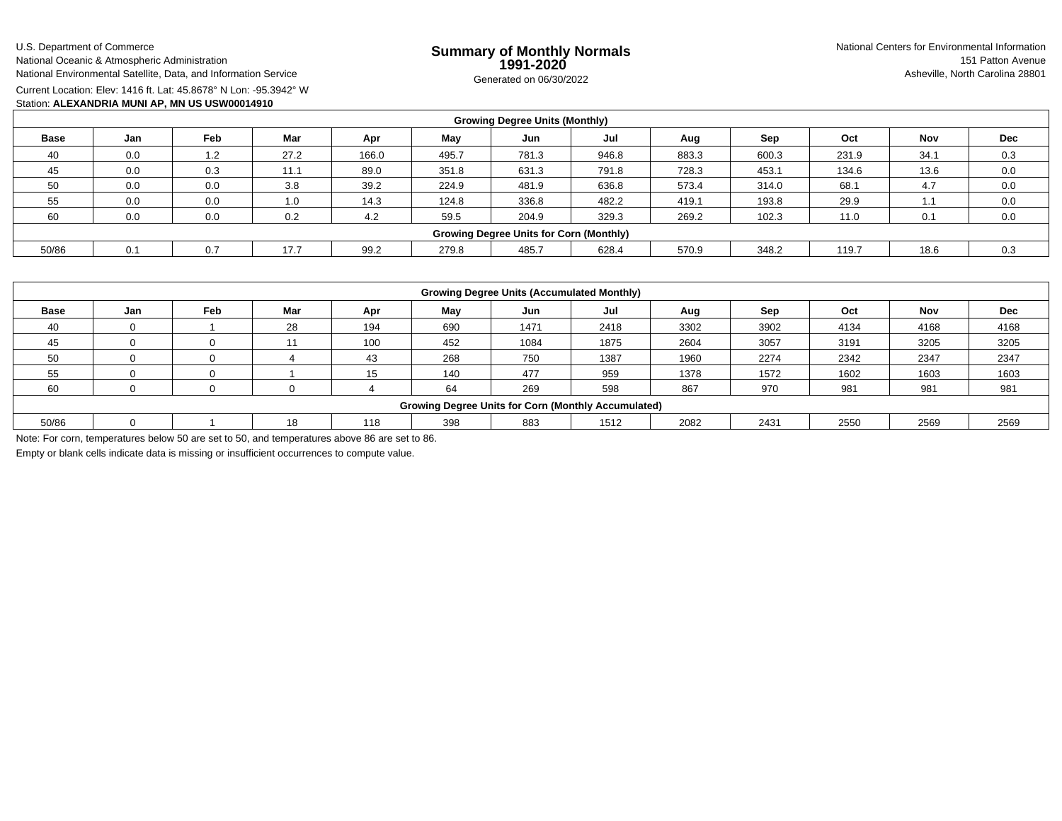U.S. Department of Commerce
National Oceanic & Atmospheric Administration
National Environmental Satellite, Data, and Information Service

# Summary of Monthly Normals 1991-2020

Generated on 06/30/2022

National Centers for Environmental Information
151 Patton Avenue
Asheville, North Carolina 28801

Current Location: Elev: 1416 ft. Lat: 45.8678° N Lon: -95.3942° W

Station: **ALEXANDRIA MUNI AP, MN US USW00014910**

| Growing Degree Units (Monthly) | | | | | | | | | | | | |
|---|---|---|---|---|---|---|---|---|---|---|---|---|
| **Base** | **Jan** | **Feb** | **Mar** | **Apr** | **May** | **Jun** | **Jul** | **Aug** | **Sep** | **Oct** | **Nov** | **Dec** |
| 40 | 0.0 | 1.2 | 27.2 | 166.0 | 495.7 | 781.3 | 946.8 | 883.3 | 600.3 | 231.9 | 34.1 | 0.3 |
| 45 | 0.0 | 0.3 | 11.1 | 89.0 | 351.8 | 631.3 | 791.8 | 728.3 | 453.1 | 134.6 | 13.6 | 0.0 |
| 50 | 0.0 | 0.0 | 3.8 | 39.2 | 224.9 | 481.9 | 636.8 | 573.4 | 314.0 | 68.1 | 4.7 | 0.0 |
| 55 | 0.0 | 0.0 | 1.0 | 14.3 | 124.8 | 336.8 | 482.2 | 419.1 | 193.8 | 29.9 | 1.1 | 0.0 |
| 60 | 0.0 | 0.0 | 0.2 | 4.2 | 59.5 | 204.9 | 329.3 | 269.2 | 102.3 | 11.0 | 0.1 | 0.0 |
| **Growing Degree Units for Corn (Monthly)** | | | | | | | | | | | | |
| 50/86 | 0.1 | 0.7 | 17.7 | 99.2 | 279.8 | 485.7 | 628.4 | 570.9 | 348.2 | 119.7 | 18.6 | 0.3 |

| Growing Degree Units (Accumulated Monthly) | | | | | | | | | | | | |
|---|---|---|---|---|---|---|---|---|---|---|---|---|
| **Base** | **Jan** | **Feb** | **Mar** | **Apr** | **May** | **Jun** | **Jul** | **Aug** | **Sep** | **Oct** | **Nov** | **Dec** |
| 40 | 0 | 1 | 28 | 194 | 690 | 1471 | 2418 | 3302 | 3902 | 4134 | 4168 | 4168 |
| 45 | 0 | 0 | 11 | 100 | 452 | 1084 | 1875 | 2604 | 3057 | 3191 | 3205 | 3205 |
| 50 | 0 | 0 | 4 | 43 | 268 | 750 | 1387 | 1960 | 2274 | 2342 | 2347 | 2347 |
| 55 | 0 | 0 | 1 | 15 | 140 | 477 | 959 | 1378 | 1572 | 1602 | 1603 | 1603 |
| 60 | 0 | 0 | 0 | 4 | 64 | 269 | 598 | 867 | 970 | 981 | 981 | 981 |
| **Growing Degree Units for Corn (Monthly Accumulated)** | | | | | | | | | | | | |
| 50/86 | 0 | 1 | 18 | 118 | 398 | 883 | 1512 | 2082 | 2431 | 2550 | 2569 | 2569 |

Note: For corn, temperatures below 50 are set to 50, and temperatures above 86 are set to 86.

Empty or blank cells indicate data is missing or insufficient occurrences to compute value.